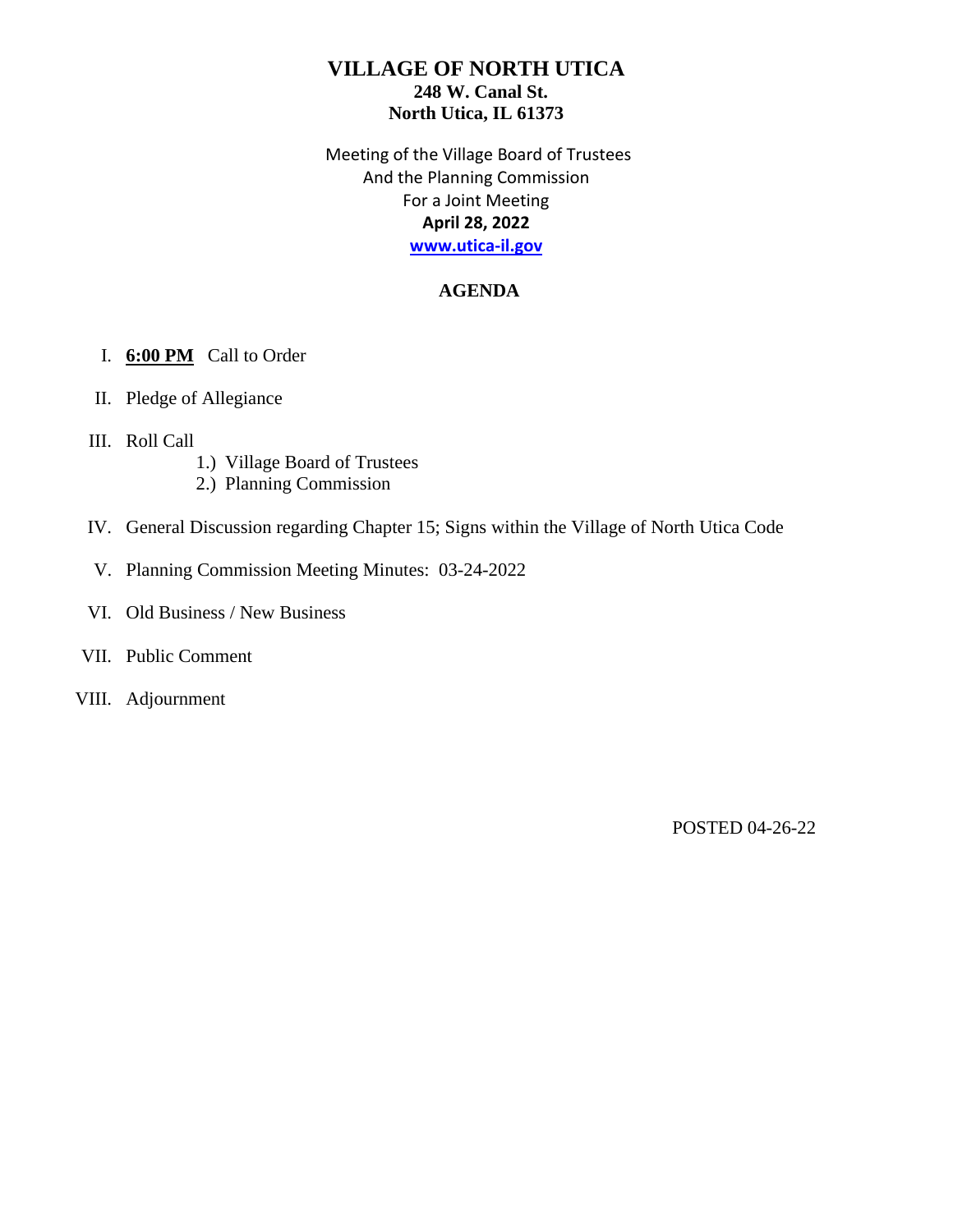# VILLAGE OF NORTH UTICA

**248 W. Canal St.**
**North Utica, IL 61373**

Meeting of the Village Board of Trustees
And the Planning Commission
For a Joint Meeting
**April 28, 2022**
**www.utica-il.gov**

## AGENDA

I. **6:00 PM** Call to Order

II. Pledge of Allegiance

III. Roll Call
   1.) Village Board of Trustees
   2.) Planning Commission

IV. General Discussion regarding Chapter 15; Signs within the Village of North Utica Code

V. Planning Commission Meeting Minutes: 03-24-2022

VI. Old Business / New Business

VII. Public Comment

VIII. Adjournment

POSTED 04-26-22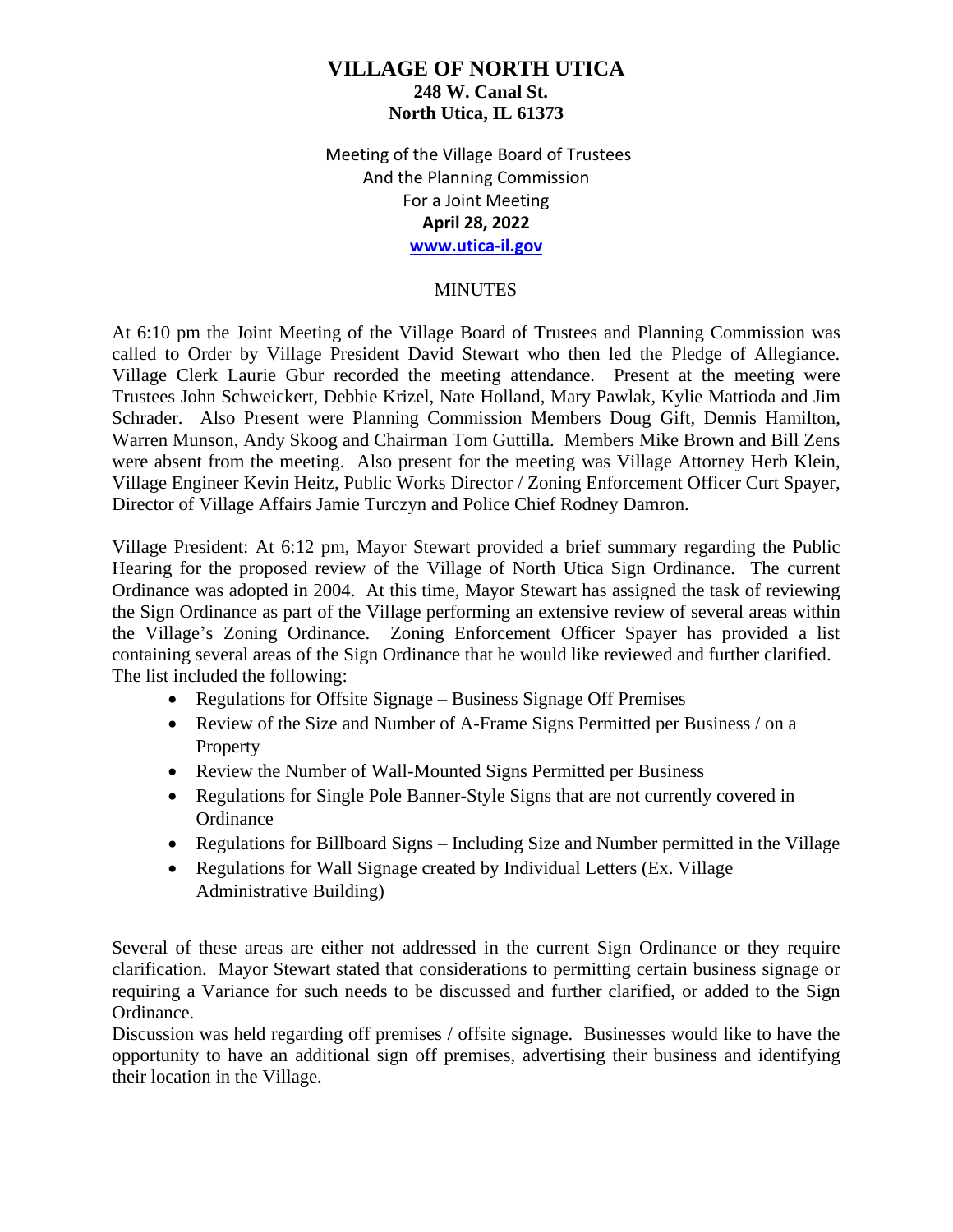# VILLAGE OF NORTH UTICA
**248 W. Canal St.**
**North Utica, IL 61373**

Meeting of the Village Board of Trustees
And the Planning Commission
For a Joint Meeting
**April 28, 2022**
**www.utica-il.gov**

MINUTES

At 6:10 pm the Joint Meeting of the Village Board of Trustees and Planning Commission was called to Order by Village President David Stewart who then led the Pledge of Allegiance. Village Clerk Laurie Gbur recorded the meeting attendance. Present at the meeting were Trustees John Schweickert, Debbie Krizel, Nate Holland, Mary Pawlak, Kylie Mattioda and Jim Schrader. Also Present were Planning Commission Members Doug Gift, Dennis Hamilton, Warren Munson, Andy Skoog and Chairman Tom Guttilla. Members Mike Brown and Bill Zens were absent from the meeting. Also present for the meeting was Village Attorney Herb Klein, Village Engineer Kevin Heitz, Public Works Director / Zoning Enforcement Officer Curt Spayer, Director of Village Affairs Jamie Turczyn and Police Chief Rodney Damron.

Village President: At 6:12 pm, Mayor Stewart provided a brief summary regarding the Public Hearing for the proposed review of the Village of North Utica Sign Ordinance. The current Ordinance was adopted in 2004. At this time, Mayor Stewart has assigned the task of reviewing the Sign Ordinance as part of the Village performing an extensive review of several areas within the Village's Zoning Ordinance. Zoning Enforcement Officer Spayer has provided a list containing several areas of the Sign Ordinance that he would like reviewed and further clarified. The list included the following:

- Regulations for Offsite Signage – Business Signage Off Premises
- Review of the Size and Number of A-Frame Signs Permitted per Business / on a Property
- Review the Number of Wall-Mounted Signs Permitted per Business
- Regulations for Single Pole Banner-Style Signs that are not currently covered in Ordinance
- Regulations for Billboard Signs – Including Size and Number permitted in the Village
- Regulations for Wall Signage created by Individual Letters (Ex. Village Administrative Building)

Several of these areas are either not addressed in the current Sign Ordinance or they require clarification. Mayor Stewart stated that considerations to permitting certain business signage or requiring a Variance for such needs to be discussed and further clarified, or added to the Sign Ordinance.

Discussion was held regarding off premises / offsite signage. Businesses would like to have the opportunity to have an additional sign off premises, advertising their business and identifying their location in the Village.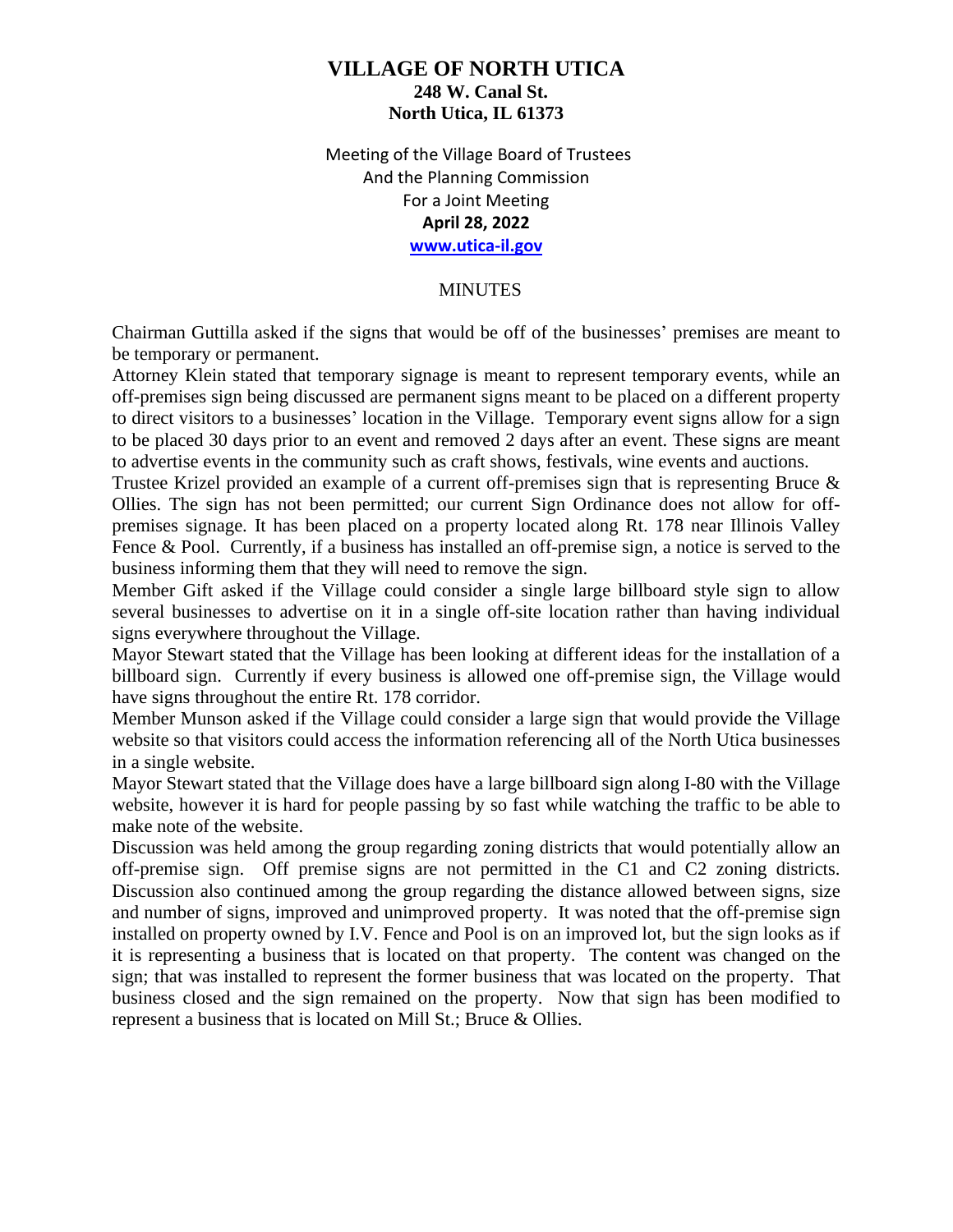# VILLAGE OF NORTH UTICA

**248 W. Canal St.**
**North Utica, IL 61373**

Meeting of the Village Board of Trustees
And the Planning Commission
For a Joint Meeting
**April 28, 2022**
**www.utica-il.gov**

MINUTES

Chairman Guttilla asked if the signs that would be off of the businesses' premises are meant to be temporary or permanent.

Attorney Klein stated that temporary signage is meant to represent temporary events, while an off-premises sign being discussed are permanent signs meant to be placed on a different property to direct visitors to a businesses' location in the Village. Temporary event signs allow for a sign to be placed 30 days prior to an event and removed 2 days after an event. These signs are meant to advertise events in the community such as craft shows, festivals, wine events and auctions.

Trustee Krizel provided an example of a current off-premises sign that is representing Bruce & Ollies. The sign has not been permitted; our current Sign Ordinance does not allow for off-premises signage. It has been placed on a property located along Rt. 178 near Illinois Valley Fence & Pool. Currently, if a business has installed an off-premise sign, a notice is served to the business informing them that they will need to remove the sign.

Member Gift asked if the Village could consider a single large billboard style sign to allow several businesses to advertise on it in a single off-site location rather than having individual signs everywhere throughout the Village.

Mayor Stewart stated that the Village has been looking at different ideas for the installation of a billboard sign. Currently if every business is allowed one off-premise sign, the Village would have signs throughout the entire Rt. 178 corridor.

Member Munson asked if the Village could consider a large sign that would provide the Village website so that visitors could access the information referencing all of the North Utica businesses in a single website.

Mayor Stewart stated that the Village does have a large billboard sign along I-80 with the Village website, however it is hard for people passing by so fast while watching the traffic to be able to make note of the website.

Discussion was held among the group regarding zoning districts that would potentially allow an off-premise sign. Off premise signs are not permitted in the C1 and C2 zoning districts. Discussion also continued among the group regarding the distance allowed between signs, size and number of signs, improved and unimproved property. It was noted that the off-premise sign installed on property owned by I.V. Fence and Pool is on an improved lot, but the sign looks as if it is representing a business that is located on that property. The content was changed on the sign; that was installed to represent the former business that was located on the property. That business closed and the sign remained on the property. Now that sign has been modified to represent a business that is located on Mill St.; Bruce & Ollies.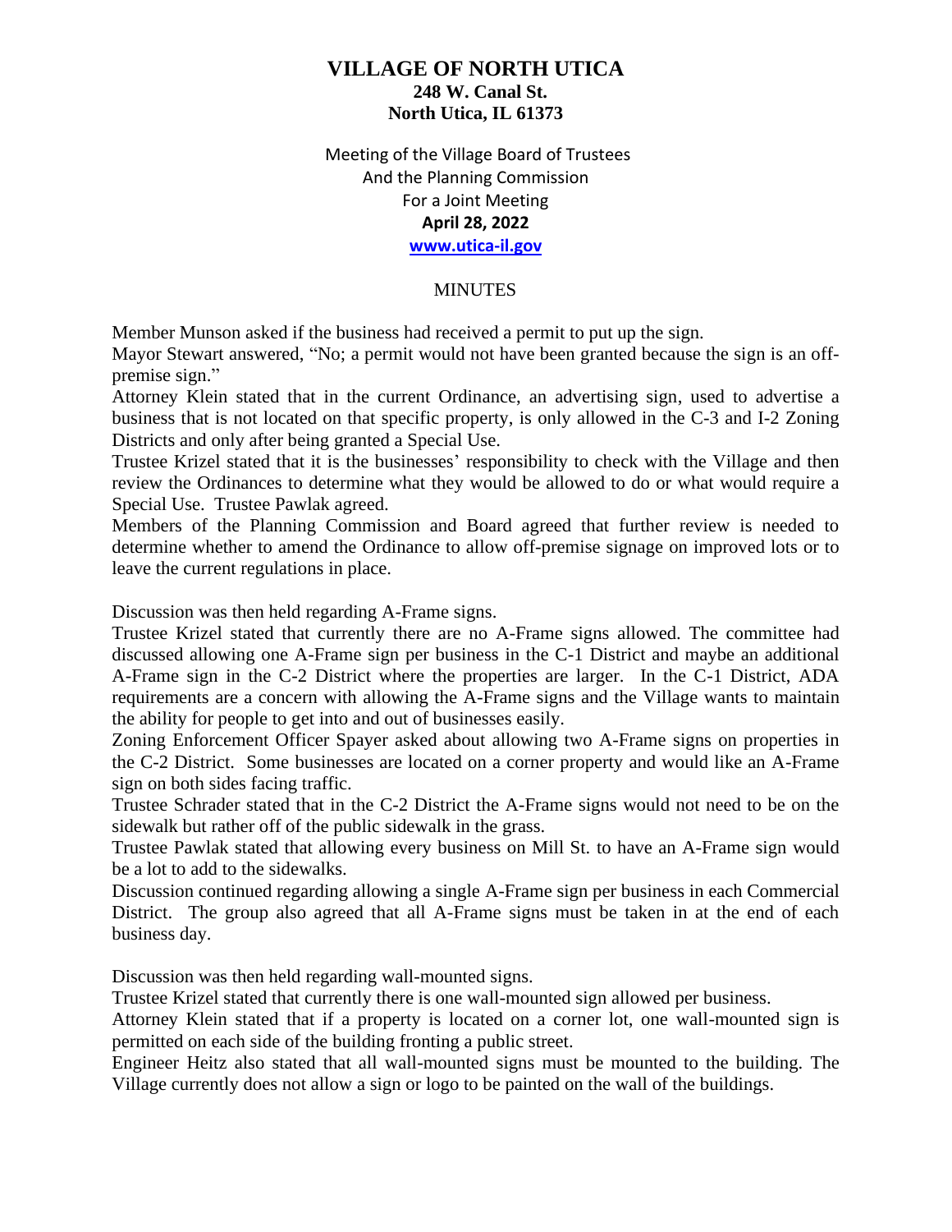# VILLAGE OF NORTH UTICA

**248 W. Canal St.**
**North Utica, IL 61373**

Meeting of the Village Board of Trustees
And the Planning Commission
For a Joint Meeting
**April 28, 2022**
**www.utica-il.gov**

MINUTES

Member Munson asked if the business had received a permit to put up the sign.
Mayor Stewart answered, "No; a permit would not have been granted because the sign is an off-premise sign."
Attorney Klein stated that in the current Ordinance, an advertising sign, used to advertise a business that is not located on that specific property, is only allowed in the C-3 and I-2 Zoning Districts and only after being granted a Special Use.
Trustee Krizel stated that it is the businesses' responsibility to check with the Village and then review the Ordinances to determine what they would be allowed to do or what would require a Special Use. Trustee Pawlak agreed.
Members of the Planning Commission and Board agreed that further review is needed to determine whether to amend the Ordinance to allow off-premise signage on improved lots or to leave the current regulations in place.

Discussion was then held regarding A-Frame signs.
Trustee Krizel stated that currently there are no A-Frame signs allowed. The committee had discussed allowing one A-Frame sign per business in the C-1 District and maybe an additional A-Frame sign in the C-2 District where the properties are larger. In the C-1 District, ADA requirements are a concern with allowing the A-Frame signs and the Village wants to maintain the ability for people to get into and out of businesses easily.
Zoning Enforcement Officer Spayer asked about allowing two A-Frame signs on properties in the C-2 District. Some businesses are located on a corner property and would like an A-Frame sign on both sides facing traffic.
Trustee Schrader stated that in the C-2 District the A-Frame signs would not need to be on the sidewalk but rather off of the public sidewalk in the grass.
Trustee Pawlak stated that allowing every business on Mill St. to have an A-Frame sign would be a lot to add to the sidewalks.
Discussion continued regarding allowing a single A-Frame sign per business in each Commercial District. The group also agreed that all A-Frame signs must be taken in at the end of each business day.

Discussion was then held regarding wall-mounted signs.
Trustee Krizel stated that currently there is one wall-mounted sign allowed per business.
Attorney Klein stated that if a property is located on a corner lot, one wall-mounted sign is permitted on each side of the building fronting a public street.
Engineer Heitz also stated that all wall-mounted signs must be mounted to the building. The Village currently does not allow a sign or logo to be painted on the wall of the buildings.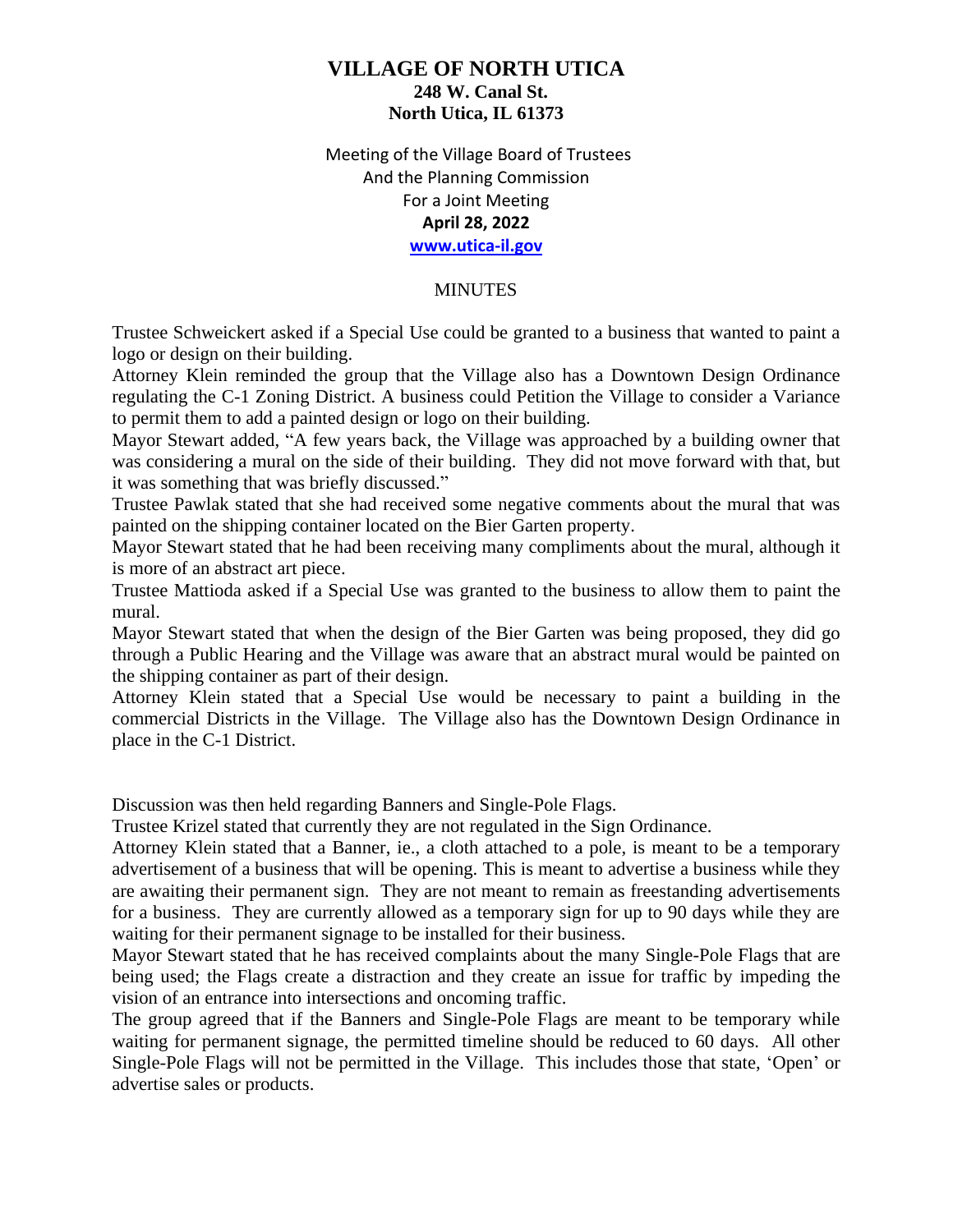# VILLAGE OF NORTH UTICA

**248 W. Canal St.**
**North Utica, IL 61373**

Meeting of the Village Board of Trustees
And the Planning Commission
For a Joint Meeting
**April 28, 2022**
**www.utica-il.gov**

MINUTES

Trustee Schweickert asked if a Special Use could be granted to a business that wanted to paint a logo or design on their building.

Attorney Klein reminded the group that the Village also has a Downtown Design Ordinance regulating the C-1 Zoning District. A business could Petition the Village to consider a Variance to permit them to add a painted design or logo on their building.

Mayor Stewart added, "A few years back, the Village was approached by a building owner that was considering a mural on the side of their building. They did not move forward with that, but it was something that was briefly discussed."

Trustee Pawlak stated that she had received some negative comments about the mural that was painted on the shipping container located on the Bier Garten property.

Mayor Stewart stated that he had been receiving many compliments about the mural, although it is more of an abstract art piece.

Trustee Mattioda asked if a Special Use was granted to the business to allow them to paint the mural.

Mayor Stewart stated that when the design of the Bier Garten was being proposed, they did go through a Public Hearing and the Village was aware that an abstract mural would be painted on the shipping container as part of their design.

Attorney Klein stated that a Special Use would be necessary to paint a building in the commercial Districts in the Village. The Village also has the Downtown Design Ordinance in place in the C-1 District.

Discussion was then held regarding Banners and Single-Pole Flags.

Trustee Krizel stated that currently they are not regulated in the Sign Ordinance.

Attorney Klein stated that a Banner, ie., a cloth attached to a pole, is meant to be a temporary advertisement of a business that will be opening. This is meant to advertise a business while they are awaiting their permanent sign. They are not meant to remain as freestanding advertisements for a business. They are currently allowed as a temporary sign for up to 90 days while they are waiting for their permanent signage to be installed for their business.

Mayor Stewart stated that he has received complaints about the many Single-Pole Flags that are being used; the Flags create a distraction and they create an issue for traffic by impeding the vision of an entrance into intersections and oncoming traffic.

The group agreed that if the Banners and Single-Pole Flags are meant to be temporary while waiting for permanent signage, the permitted timeline should be reduced to 60 days. All other Single-Pole Flags will not be permitted in the Village. This includes those that state, 'Open' or advertise sales or products.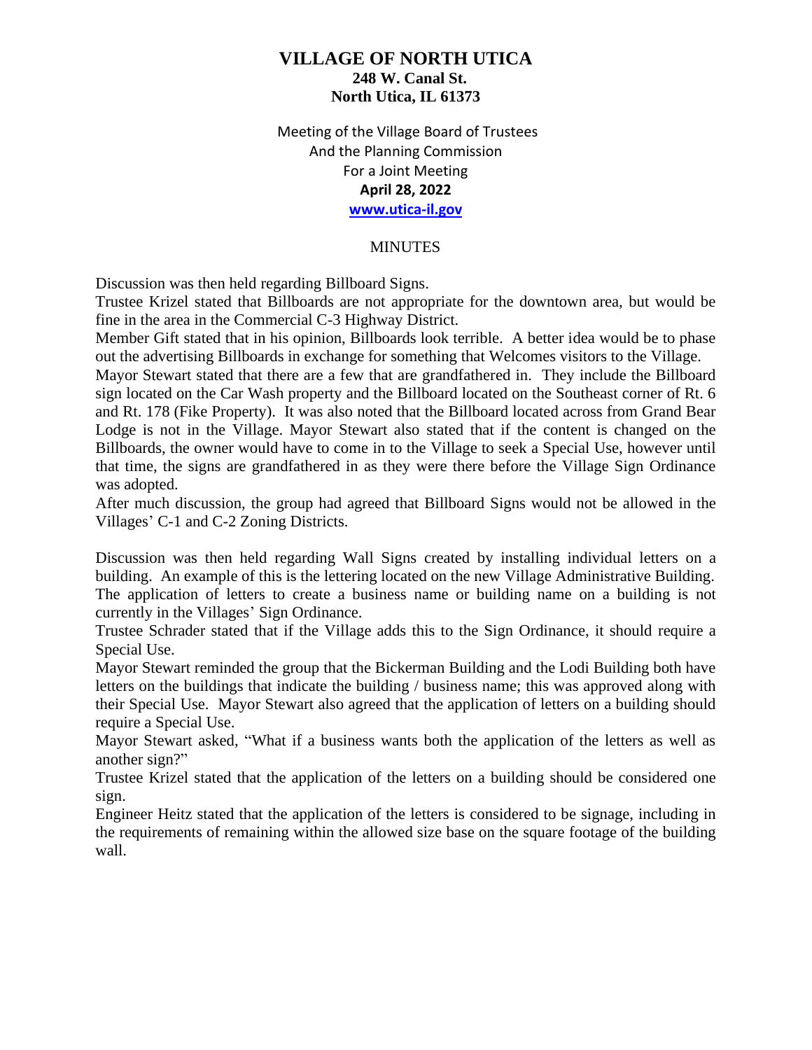# VILLAGE OF NORTH UTICA

**248 W. Canal St.**
**North Utica, IL 61373**

Meeting of the Village Board of Trustees
And the Planning Commission
For a Joint Meeting
**April 28, 2022**
**www.utica-il.gov**

MINUTES

Discussion was then held regarding Billboard Signs.

Trustee Krizel stated that Billboards are not appropriate for the downtown area, but would be fine in the area in the Commercial C-3 Highway District.

Member Gift stated that in his opinion, Billboards look terrible. A better idea would be to phase out the advertising Billboards in exchange for something that Welcomes visitors to the Village.

Mayor Stewart stated that there are a few that are grandfathered in. They include the Billboard sign located on the Car Wash property and the Billboard located on the Southeast corner of Rt. 6 and Rt. 178 (Fike Property). It was also noted that the Billboard located across from Grand Bear Lodge is not in the Village. Mayor Stewart also stated that if the content is changed on the Billboards, the owner would have to come in to the Village to seek a Special Use, however until that time, the signs are grandfathered in as they were there before the Village Sign Ordinance was adopted.

After much discussion, the group had agreed that Billboard Signs would not be allowed in the Villages' C-1 and C-2 Zoning Districts.

Discussion was then held regarding Wall Signs created by installing individual letters on a building. An example of this is the lettering located on the new Village Administrative Building. The application of letters to create a business name or building name on a building is not currently in the Villages' Sign Ordinance.

Trustee Schrader stated that if the Village adds this to the Sign Ordinance, it should require a Special Use.

Mayor Stewart reminded the group that the Bickerman Building and the Lodi Building both have letters on the buildings that indicate the building / business name; this was approved along with their Special Use. Mayor Stewart also agreed that the application of letters on a building should require a Special Use.

Mayor Stewart asked, "What if a business wants both the application of the letters as well as another sign?"

Trustee Krizel stated that the application of the letters on a building should be considered one sign.

Engineer Heitz stated that the application of the letters is considered to be signage, including in the requirements of remaining within the allowed size base on the square footage of the building wall.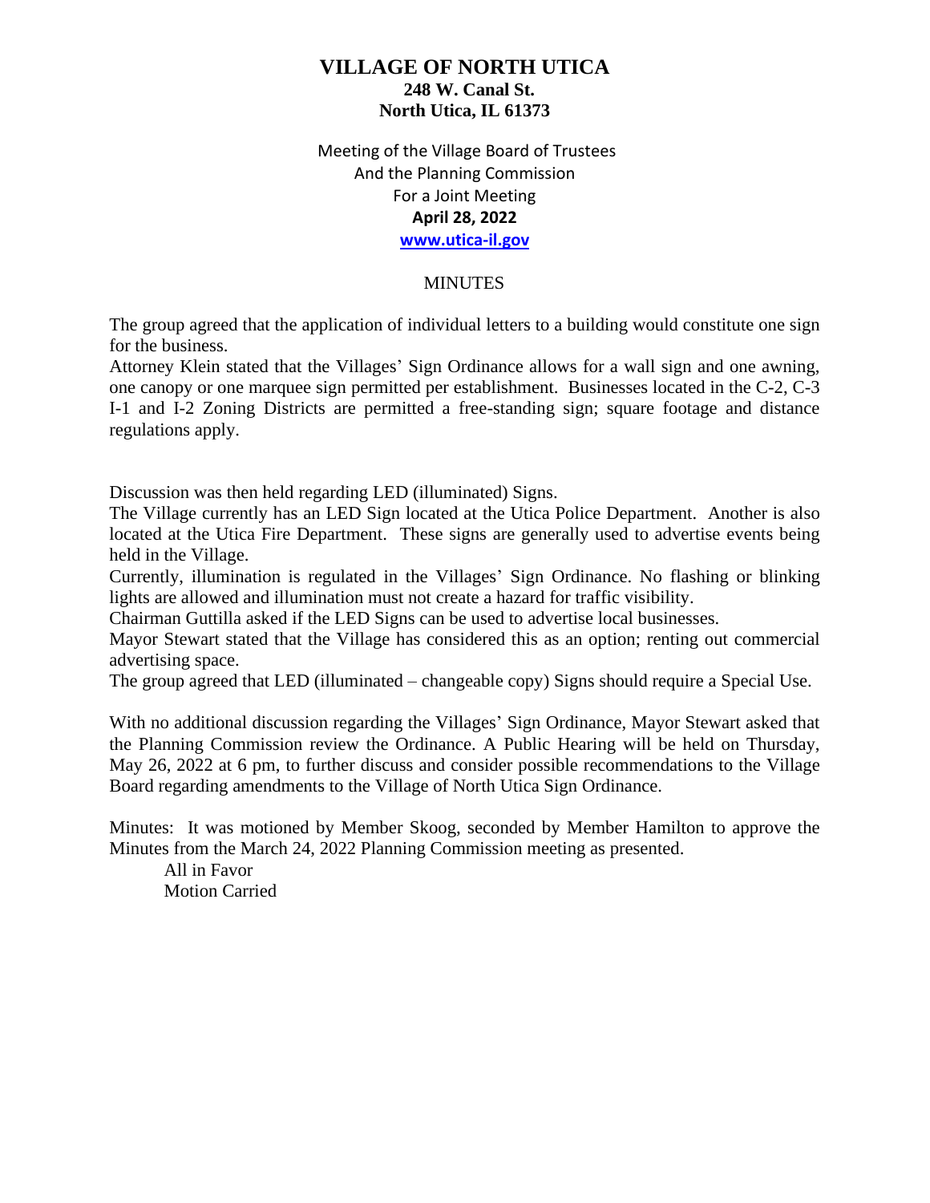# VILLAGE OF NORTH UTICA

**248 W. Canal St.**
**North Utica, IL 61373**

Meeting of the Village Board of Trustees
And the Planning Commission
For a Joint Meeting
**April 28, 2022**
**www.utica-il.gov**

MINUTES

The group agreed that the application of individual letters to a building would constitute one sign for the business.
Attorney Klein stated that the Villages' Sign Ordinance allows for a wall sign and one awning, one canopy or one marquee sign permitted per establishment. Businesses located in the C-2, C-3 I-1 and I-2 Zoning Districts are permitted a free-standing sign; square footage and distance regulations apply.

Discussion was then held regarding LED (illuminated) Signs.
The Village currently has an LED Sign located at the Utica Police Department. Another is also located at the Utica Fire Department. These signs are generally used to advertise events being held in the Village.
Currently, illumination is regulated in the Villages' Sign Ordinance. No flashing or blinking lights are allowed and illumination must not create a hazard for traffic visibility.
Chairman Guttilla asked if the LED Signs can be used to advertise local businesses.
Mayor Stewart stated that the Village has considered this as an option; renting out commercial advertising space.
The group agreed that LED (illuminated – changeable copy) Signs should require a Special Use.

With no additional discussion regarding the Villages' Sign Ordinance, Mayor Stewart asked that the Planning Commission review the Ordinance. A Public Hearing will be held on Thursday, May 26, 2022 at 6 pm, to further discuss and consider possible recommendations to the Village Board regarding amendments to the Village of North Utica Sign Ordinance.

Minutes: It was motioned by Member Skoog, seconded by Member Hamilton to approve the Minutes from the March 24, 2022 Planning Commission meeting as presented.

All in Favor
Motion Carried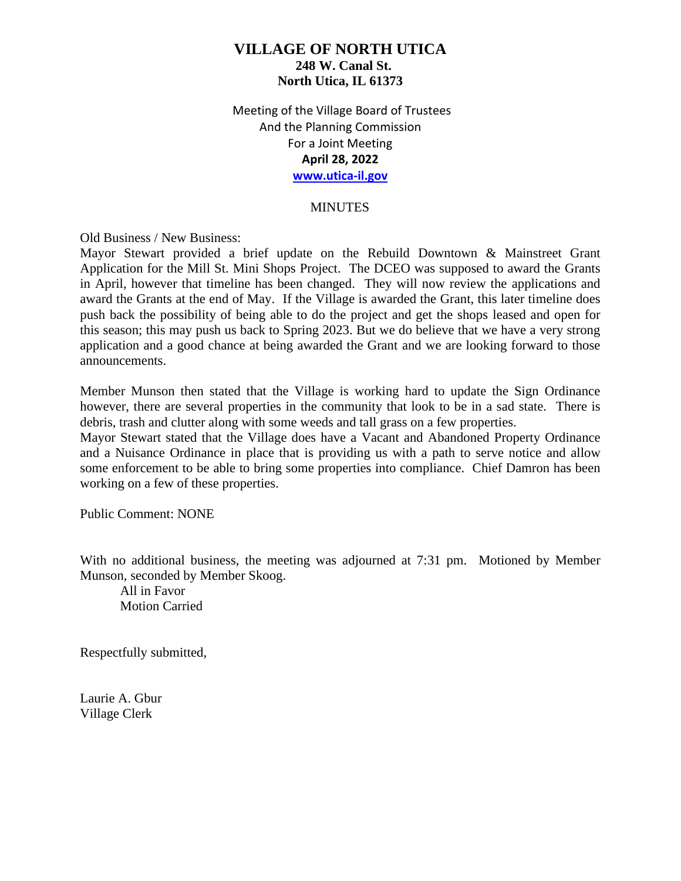# VILLAGE OF NORTH UTICA

**248 W. Canal St.**
**North Utica, IL 61373**

Meeting of the Village Board of Trustees
And the Planning Commission
For a Joint Meeting
**April 28, 2022**
**www.utica-il.gov**

MINUTES

Old Business / New Business:
Mayor Stewart provided a brief update on the Rebuild Downtown & Mainstreet Grant Application for the Mill St. Mini Shops Project. The DCEO was supposed to award the Grants in April, however that timeline has been changed. They will now review the applications and award the Grants at the end of May. If the Village is awarded the Grant, this later timeline does push back the possibility of being able to do the project and get the shops leased and open for this season; this may push us back to Spring 2023. But we do believe that we have a very strong application and a good chance at being awarded the Grant and we are looking forward to those announcements.

Member Munson then stated that the Village is working hard to update the Sign Ordinance however, there are several properties in the community that look to be in a sad state. There is debris, trash and clutter along with some weeds and tall grass on a few properties.
Mayor Stewart stated that the Village does have a Vacant and Abandoned Property Ordinance and a Nuisance Ordinance in place that is providing us with a path to serve notice and allow some enforcement to be able to bring some properties into compliance. Chief Damron has been working on a few of these properties.

Public Comment: NONE

With no additional business, the meeting was adjourned at 7:31 pm. Motioned by Member Munson, seconded by Member Skoog.

All in Favor
Motion Carried

Respectfully submitted,

Laurie A. Gbur
Village Clerk